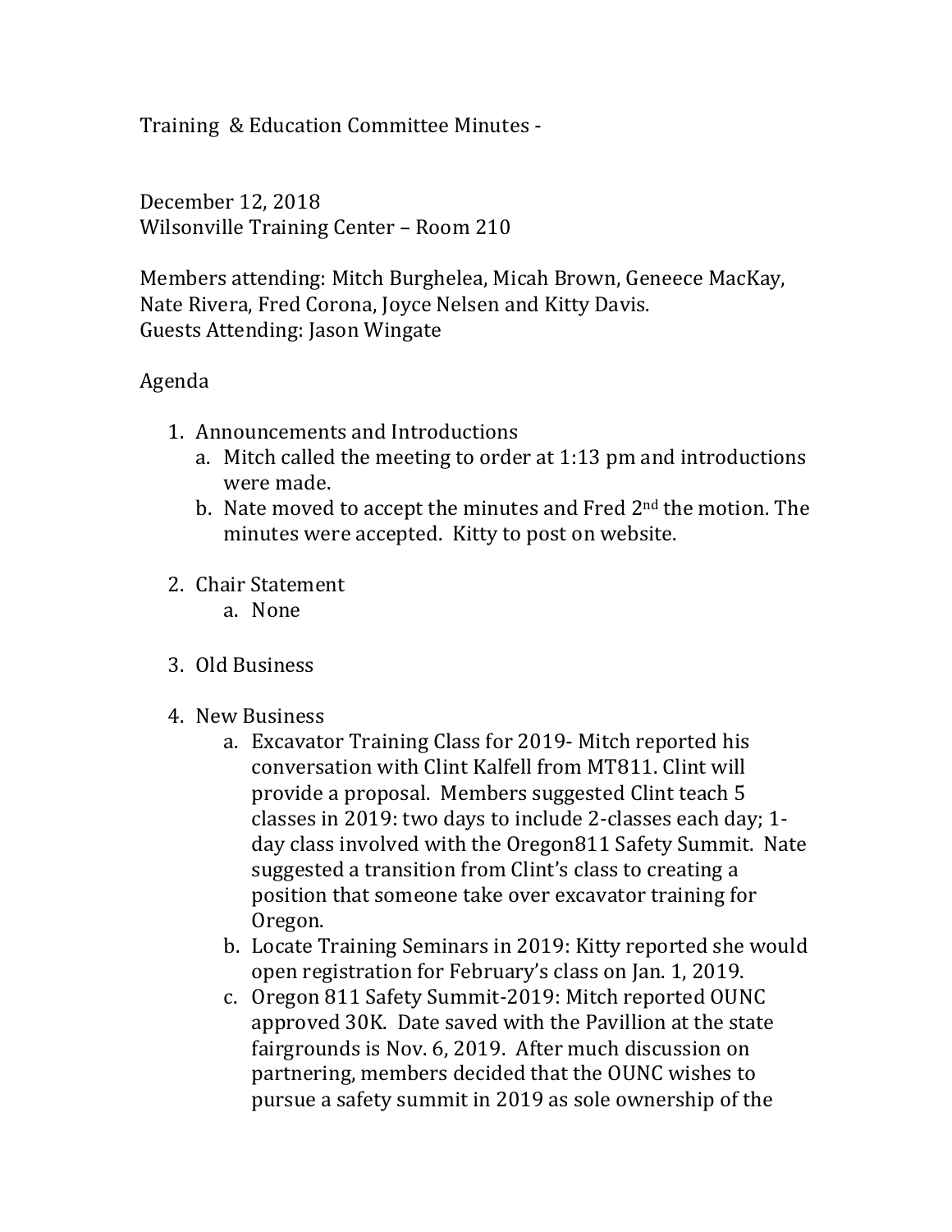Training & Education Committee Minutes -

December 12, 2018
Wilsonville Training Center – Room 210

Members attending: Mitch Burghelea, Micah Brown, Geneece MacKay, Nate Rivera, Fred Corona, Joyce Nelsen and Kitty Davis.
Guests Attending: Jason Wingate

Agenda

1. Announcements and Introductions
   a. Mitch called the meeting to order at 1:13 pm and introductions were made.
   b. Nate moved to accept the minutes and Fred 2nd the motion. The minutes were accepted. Kitty to post on website.

2. Chair Statement
   a. None

3. Old Business

4. New Business
   a. Excavator Training Class for 2019- Mitch reported his conversation with Clint Kalfell from MT811. Clint will provide a proposal. Members suggested Clint teach 5 classes in 2019: two days to include 2-classes each day; 1-day class involved with the Oregon811 Safety Summit. Nate suggested a transition from Clint's class to creating a position that someone take over excavator training for Oregon.
   b. Locate Training Seminars in 2019: Kitty reported she would open registration for February's class on Jan. 1, 2019.
   c. Oregon 811 Safety Summit-2019: Mitch reported OUNC approved 30K. Date saved with the Pavillion at the state fairgrounds is Nov. 6, 2019. After much discussion on partnering, members decided that the OUNC wishes to pursue a safety summit in 2019 as sole ownership of the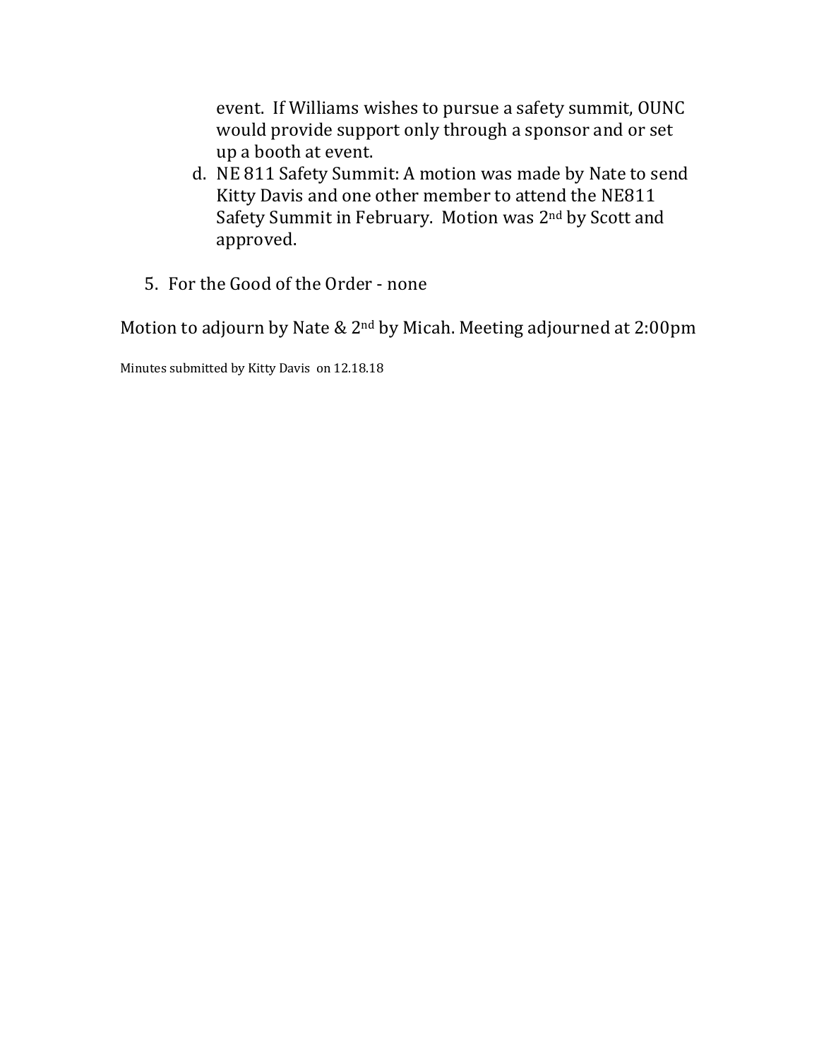event. If Williams wishes to pursue a safety summit, OUNC would provide support only through a sponsor and or set up a booth at event.

d. NE 811 Safety Summit: A motion was made by Nate to send Kitty Davis and one other member to attend the NE811 Safety Summit in February. Motion was 2nd by Scott and approved.

5. For the Good of the Order - none

Motion to adjourn by Nate & 2nd by Micah. Meeting adjourned at 2:00pm

Minutes submitted by Kitty Davis on 12.18.18